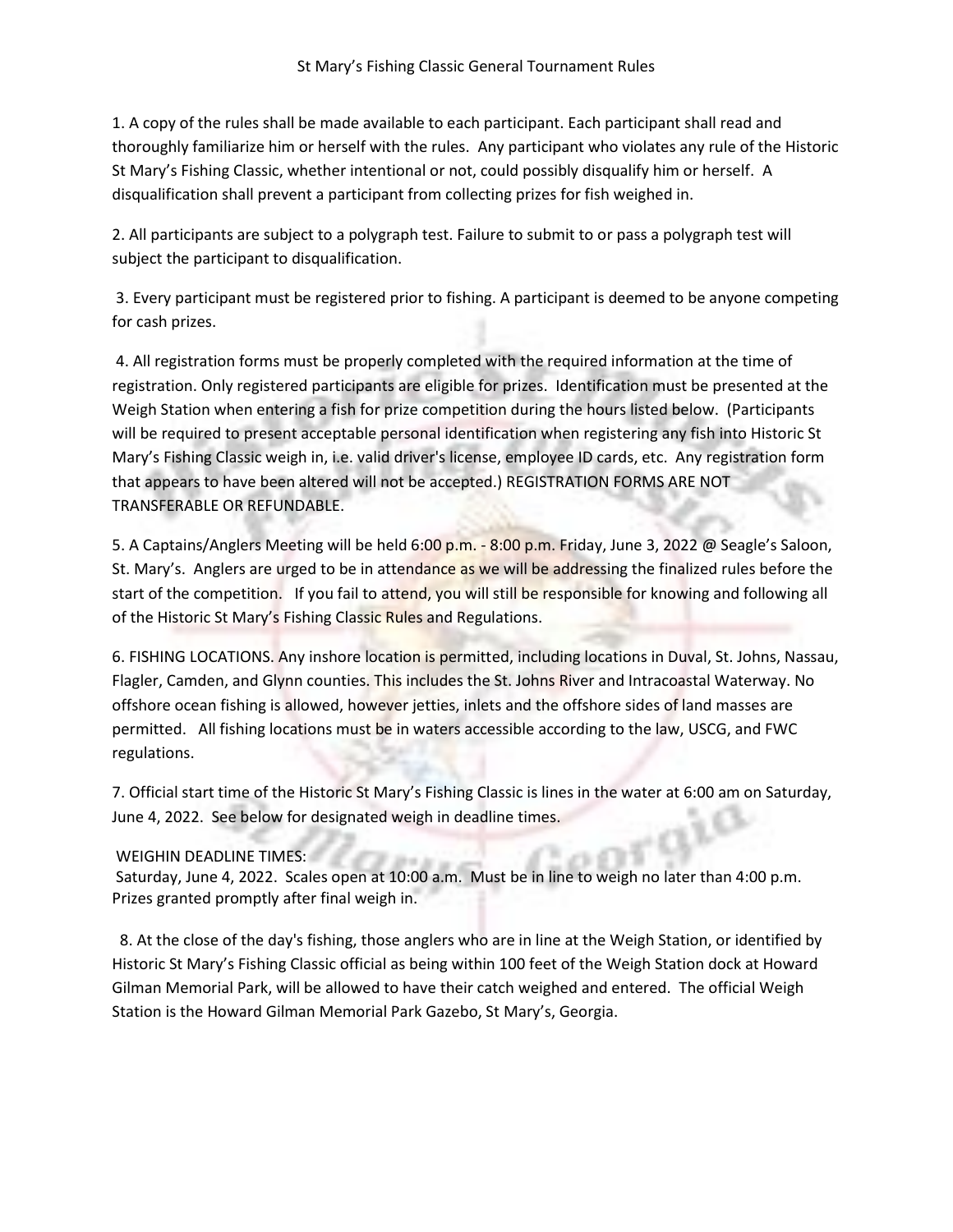# St Mary's Fishing Classic General Tournament Rules

1. A copy of the rules shall be made available to each participant. Each participant shall read and thoroughly familiarize him or herself with the rules. Any participant who violates any rule of the Historic St Mary's Fishing Classic, whether intentional or not, could possibly disqualify him or herself. A disqualification shall prevent a participant from collecting prizes for fish weighed in.

2. All participants are subject to a polygraph test. Failure to submit to or pass a polygraph test will subject the participant to disqualification.

3. Every participant must be registered prior to fishing. A participant is deemed to be anyone competing for cash prizes.

4. All registration forms must be properly completed with the required information at the time of registration. Only registered participants are eligible for prizes. Identification must be presented at the Weigh Station when entering a fish for prize competition during the hours listed below. (Participants will be required to present acceptable personal identification when registering any fish into Historic St Mary's Fishing Classic weigh in, i.e. valid driver's license, employee ID cards, etc. Any registration form that appears to have been altered will not be accepted.) REGISTRATION FORMS ARE NOT TRANSFERABLE OR REFUNDABLE.

5. A Captains/Anglers Meeting will be held 6:00 p.m. - 8:00 p.m. Friday, June 3, 2022 @ Seagle's Saloon, St. Mary's. Anglers are urged to be in attendance as we will be addressing the finalized rules before the start of the competition. If you fail to attend, you will still be responsible for knowing and following all of the Historic St Mary's Fishing Classic Rules and Regulations.

6. FISHING LOCATIONS. Any inshore location is permitted, including locations in Duval, St. Johns, Nassau, Flagler, Camden, and Glynn counties. This includes the St. Johns River and Intracoastal Waterway. No offshore ocean fishing is allowed, however jetties, inlets and the offshore sides of land masses are permitted. All fishing locations must be in waters accessible according to the law, USCG, and FWC regulations.

7. Official start time of the Historic St Mary's Fishing Classic is lines in the water at 6:00 am on Saturday, June 4, 2022. See below for designated weigh in deadline times.

WEIGHIN DEADLINE TIMES:
Saturday, June 4, 2022. Scales open at 10:00 a.m. Must be in line to weigh no later than 4:00 p.m. Prizes granted promptly after final weigh in.

8. At the close of the day's fishing, those anglers who are in line at the Weigh Station, or identified by Historic St Mary's Fishing Classic official as being within 100 feet of the Weigh Station dock at Howard Gilman Memorial Park, will be allowed to have their catch weighed and entered. The official Weigh Station is the Howard Gilman Memorial Park Gazebo, St Mary's, Georgia.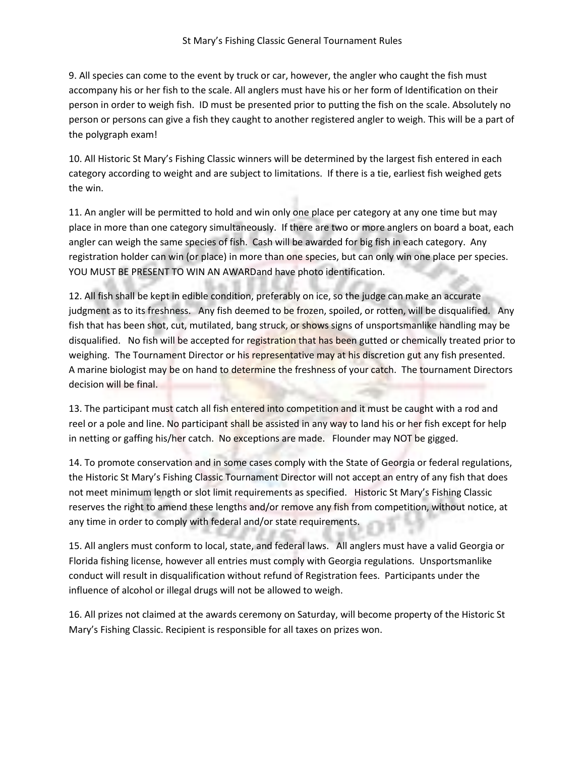9. All species can come to the event by truck or car, however, the angler who caught the fish must accompany his or her fish to the scale. All anglers must have his or her form of Identification on their person in order to weigh fish. ID must be presented prior to putting the fish on the scale. Absolutely no person or persons can give a fish they caught to another registered angler to weigh. This will be a part of the polygraph exam!

10. All Historic St Mary's Fishing Classic winners will be determined by the largest fish entered in each category according to weight and are subject to limitations. If there is a tie, earliest fish weighed gets the win.

11. An angler will be permitted to hold and win only one place per category at any one time but may place in more than one category simultaneously. If there are two or more anglers on board a boat, each angler can weigh the same species of fish. Cash will be awarded for big fish in each category. Any registration holder can win (or place) in more than one species, but can only win one place per species. YOU MUST BE PRESENT TO WIN AN AWARDand have photo identification.

12. All fish shall be kept in edible condition, preferably on ice, so the judge can make an accurate judgment as to its freshness. Any fish deemed to be frozen, spoiled, or rotten, will be disqualified. Any fish that has been shot, cut, mutilated, bang struck, or shows signs of unsportsmanlike handling may be disqualified. No fish will be accepted for registration that has been gutted or chemically treated prior to weighing. The Tournament Director or his representative may at his discretion gut any fish presented. A marine biologist may be on hand to determine the freshness of your catch. The tournament Directors decision will be final.

13. The participant must catch all fish entered into competition and it must be caught with a rod and reel or a pole and line. No participant shall be assisted in any way to land his or her fish except for help in netting or gaffing his/her catch. No exceptions are made. Flounder may NOT be gigged.

14. To promote conservation and in some cases comply with the State of Georgia or federal regulations, the Historic St Mary's Fishing Classic Tournament Director will not accept an entry of any fish that does not meet minimum length or slot limit requirements as specified. Historic St Mary's Fishing Classic reserves the right to amend these lengths and/or remove any fish from competition, without notice, at any time in order to comply with federal and/or state requirements.

15. All anglers must conform to local, state, and federal laws. All anglers must have a valid Georgia or Florida fishing license, however all entries must comply with Georgia regulations. Unsportsmanlike conduct will result in disqualification without refund of Registration fees. Participants under the influence of alcohol or illegal drugs will not be allowed to weigh.

16. All prizes not claimed at the awards ceremony on Saturday, will become property of the Historic St Mary's Fishing Classic. Recipient is responsible for all taxes on prizes won.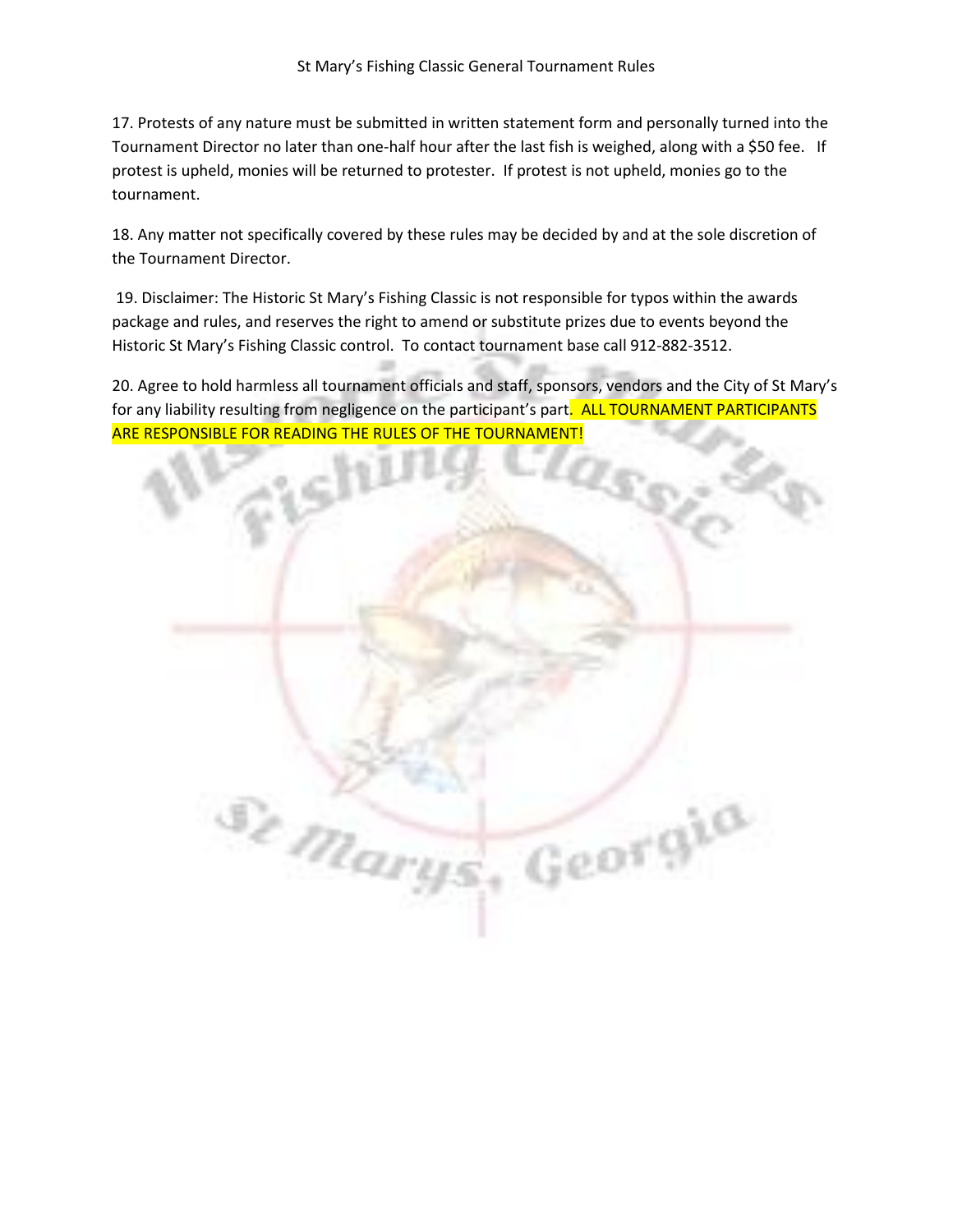17. Protests of any nature must be submitted in written statement form and personally turned into the Tournament Director no later than one-half hour after the last fish is weighed, along with a $50 fee. If protest is upheld, monies will be returned to protester. If protest is not upheld, monies go to the tournament.

18. Any matter not specifically covered by these rules may be decided by and at the sole discretion of the Tournament Director.

19. Disclaimer: The Historic St Mary's Fishing Classic is not responsible for typos within the awards package and rules, and reserves the right to amend or substitute prizes due to events beyond the Historic St Mary's Fishing Classic control. To contact tournament base call 912-882-3512.

20. Agree to hold harmless all tournament officials and staff, sponsors, vendors and the City of St Mary's for any liability resulting from negligence on the participant's part. ALL TOURNAMENT PARTICIPANTS ARE RESPONSIBLE FOR READING THE RULES OF THE TOURNAMENT!